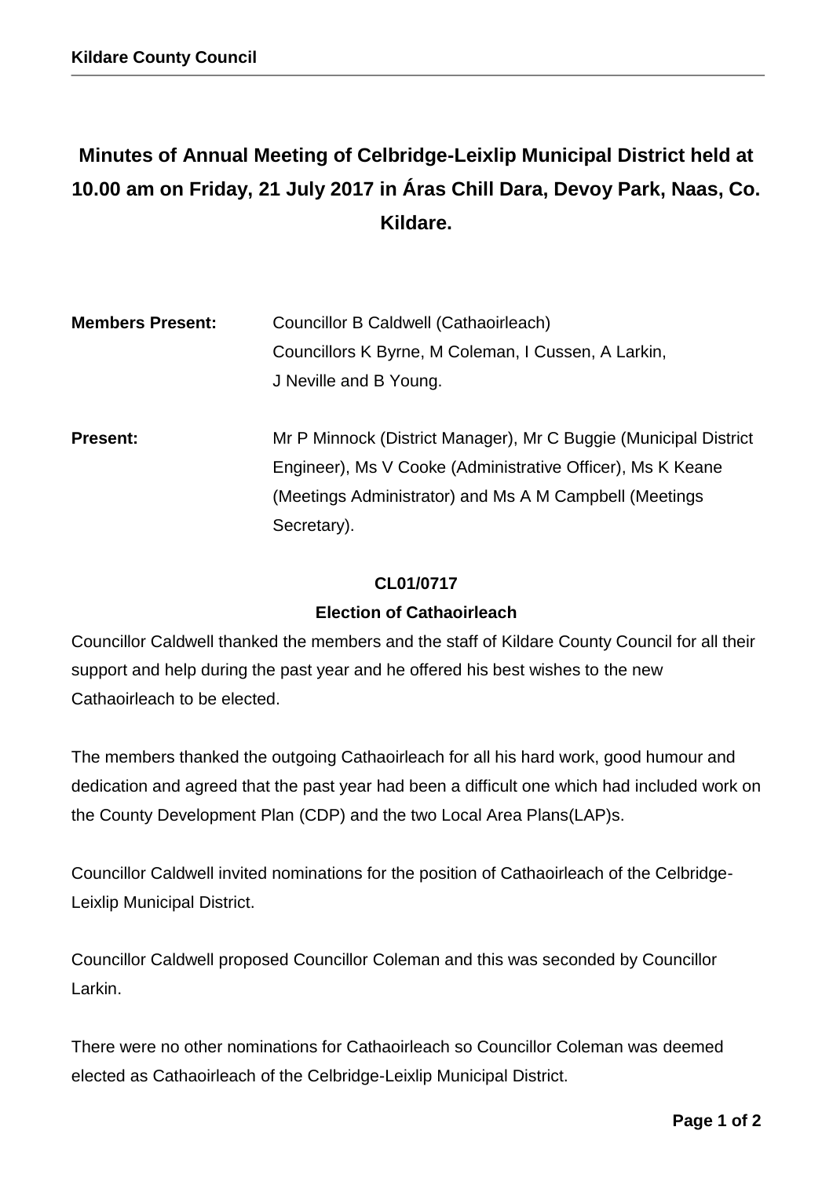# Minutes of Annual Meeting of Celbridge-Leixlip Municipal District held at 10.00 am on Friday, 21 July 2017 in Áras Chill Dara, Devoy Park, Naas, Co. Kildare.

**Members Present:** Councillor B Caldwell (Cathaoirleach)
Councillors K Byrne, M Coleman, I Cussen, A Larkin, J Neville and B Young.

**Present:** Mr P Minnock (District Manager), Mr C Buggie (Municipal District Engineer), Ms V Cooke (Administrative Officer), Ms K Keane (Meetings Administrator) and Ms A M Campbell (Meetings Secretary).

**CL01/0717**

**Election of Cathaoirleach**

Councillor Caldwell thanked the members and the staff of Kildare County Council for all their support and help during the past year and he offered his best wishes to the new Cathaoirleach to be elected.

The members thanked the outgoing Cathaoirleach for all his hard work, good humour and dedication and agreed that the past year had been a difficult one which had included work on the County Development Plan (CDP) and the two Local Area Plans(LAP)s.

Councillor Caldwell invited nominations for the position of Cathaoirleach of the Celbridge-Leixlip Municipal District.

Councillor Caldwell proposed Councillor Coleman and this was seconded by Councillor Larkin.

There were no other nominations for Cathaoirleach so Councillor Coleman was deemed elected as Cathaoirleach of the Celbridge-Leixlip Municipal District.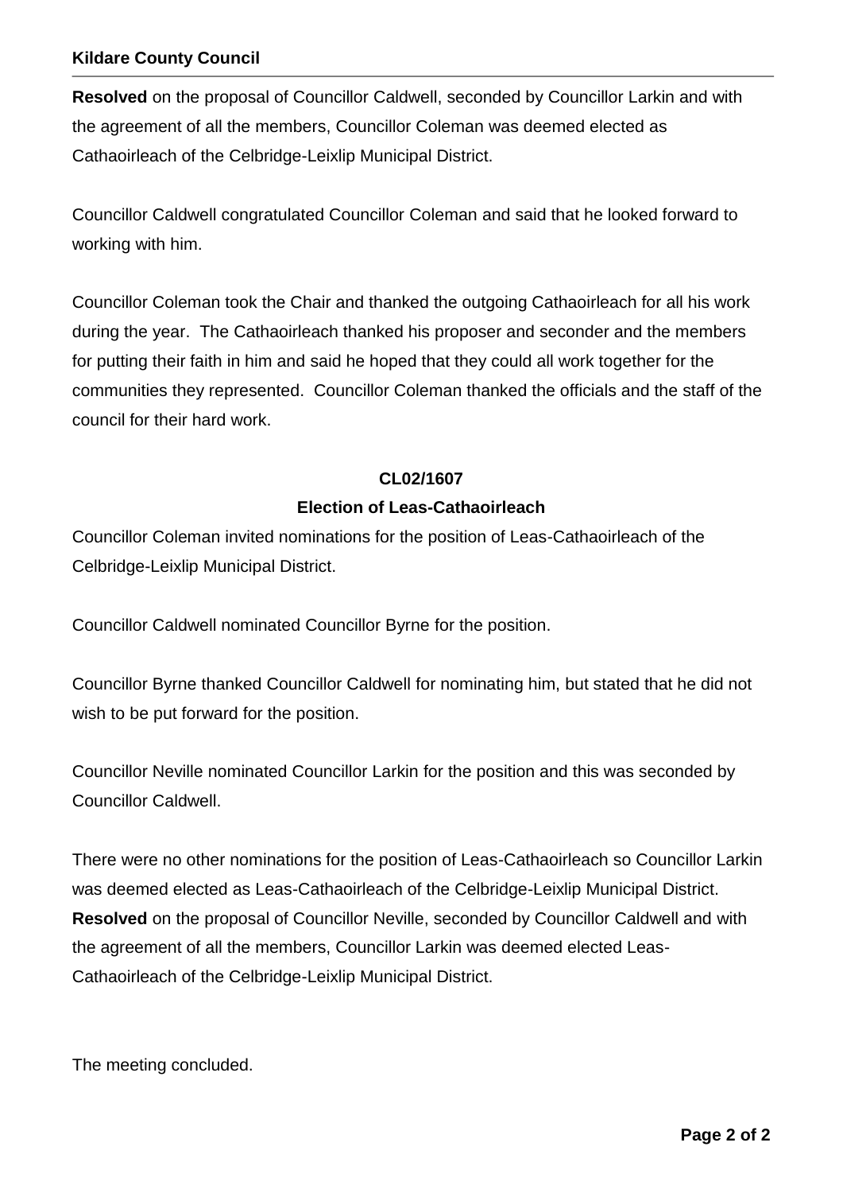**Resolved** on the proposal of Councillor Caldwell, seconded by Councillor Larkin and with the agreement of all the members, Councillor Coleman was deemed elected as Cathaoirleach of the Celbridge-Leixlip Municipal District.

Councillor Caldwell congratulated Councillor Coleman and said that he looked forward to working with him.

Councillor Coleman took the Chair and thanked the outgoing Cathaoirleach for all his work during the year. The Cathaoirleach thanked his proposer and seconder and the members for putting their faith in him and said he hoped that they could all work together for the communities they represented. Councillor Coleman thanked the officials and the staff of the council for their hard work.

**CL02/1607**

**Election of Leas-Cathaoirleach**

Councillor Coleman invited nominations for the position of Leas-Cathaoirleach of the Celbridge-Leixlip Municipal District.

Councillor Caldwell nominated Councillor Byrne for the position.

Councillor Byrne thanked Councillor Caldwell for nominating him, but stated that he did not wish to be put forward for the position.

Councillor Neville nominated Councillor Larkin for the position and this was seconded by Councillor Caldwell.

There were no other nominations for the position of Leas-Cathaoirleach so Councillor Larkin was deemed elected as Leas-Cathaoirleach of the Celbridge-Leixlip Municipal District. **Resolved** on the proposal of Councillor Neville, seconded by Councillor Caldwell and with the agreement of all the members, Councillor Larkin was deemed elected Leas-Cathaoirleach of the Celbridge-Leixlip Municipal District.

The meeting concluded.